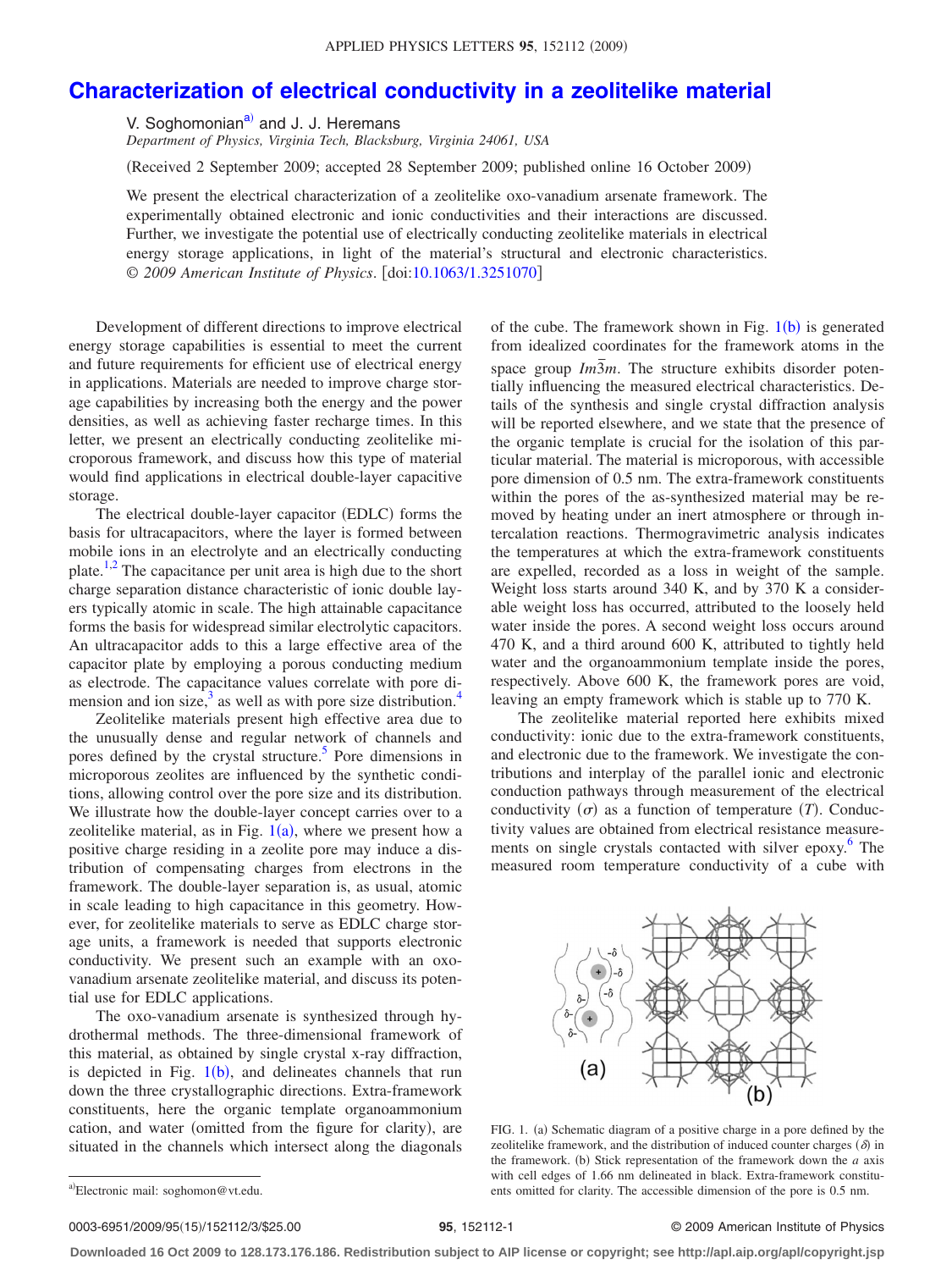# Characterization of electrical conductivity in a zeolitelike material

V. Soghomonian[a] and J. J. Heremans

*Department of Physics, Virginia Tech, Blacksburg, Virginia 24061, USA*

(Received 2 September 2009; accepted 28 September 2009; published online 16 October 2009)

We present the electrical characterization of a zeolitelike oxo-vanadium arsenate framework. The experimentally obtained electronic and ionic conductivities and their interactions are discussed. Further, we investigate the potential use of electrically conducting zeolitelike materials in electrical energy storage applications, in light of the material's structural and electronic characteristics. © *2009 American Institute of Physics*. [doi:10.1063/1.3251070]

Development of different directions to improve electrical energy storage capabilities is essential to meet the current and future requirements for efficient use of electrical energy in applications. Materials are needed to improve charge storage capabilities by increasing both the energy and the power densities, as well as achieving faster recharge times. In this letter, we present an electrically conducting zeolitelike microporous framework, and discuss how this type of material would find applications in electrical double-layer capacitive storage.

The electrical double-layer capacitor (EDLC) forms the basis for ultracapacitors, where the layer is formed between mobile ions in an electrolyte and an electrically conducting plate.[1,2] The capacitance per unit area is high due to the short charge separation distance characteristic of ionic double layers typically atomic in scale. The high attainable capacitance forms the basis for widespread similar electrolytic capacitors. An ultracapacitor adds to this a large effective area of the capacitor plate by employing a porous conducting medium as electrode. The capacitance values correlate with pore dimension and ion size,[3] as well as with pore size distribution.[4]

Zeolitelike materials present high effective area due to the unusually dense and regular network of channels and pores defined by the crystal structure.[5] Pore dimensions in microporous zeolites are influenced by the synthetic conditions, allowing control over the pore size and its distribution. We illustrate how the double-layer concept carries over to a zeolitelike material, as in Fig. 1(a), where we present how a positive charge residing in a zeolite pore may induce a distribution of compensating charges from electrons in the framework. The double-layer separation is, as usual, atomic in scale leading to high capacitance in this geometry. However, for zeolitelike materials to serve as EDLC charge storage units, a framework is needed that supports electronic conductivity. We present such an example with an oxo-vanadium arsenate zeolitelike material, and discuss its potential use for EDLC applications.

The oxo-vanadium arsenate is synthesized through hydrothermal methods. The three-dimensional framework of this material, as obtained by single crystal x-ray diffraction, is depicted in Fig. 1(b), and delineates channels that run down the three crystallographic directions. Extra-framework constituents, here the organic template organoammonium cation, and water (omitted from the figure for clarity), are situated in the channels which intersect along the diagonals of the cube. The framework shown in Fig. 1(b) is generated from idealized coordinates for the framework atoms in the space group $Im\bar{3}m$. The structure exhibits disorder potentially influencing the measured electrical characteristics. Details of the synthesis and single crystal diffraction analysis will be reported elsewhere, and we state that the presence of the organic template is crucial for the isolation of this particular material. The material is microporous, with accessible pore dimension of 0.5 nm. The extra-framework constituents within the pores of the as-synthesized material may be removed by heating under an inert atmosphere or through intercalation reactions. Thermogravimetric analysis indicates the temperatures at which the extra-framework constituents are expelled, recorded as a loss in weight of the sample. Weight loss starts around 340 K, and by 370 K a considerable weight loss has occurred, attributed to the loosely held water inside the pores. A second weight loss occurs around 470 K, and a third around 600 K, attributed to tightly held water and the organoammonium template inside the pores, respectively. Above 600 K, the framework pores are void, leaving an empty framework which is stable up to 770 K.

The zeolitelike material reported here exhibits mixed conductivity: ionic due to the extra-framework constituents, and electronic due to the framework. We investigate the contributions and interplay of the parallel ionic and electronic conduction pathways through measurement of the electrical conductivity ($\sigma$) as a function of temperature ($T$). Conductivity values are obtained from electrical resistance measurements on single crystals contacted with silver epoxy.[6] The measured room temperature conductivity of a cube with

FIG. 1. (a) Schematic diagram of a positive charge in a pore defined by the zeolitelike framework, and the distribution of induced counter charges ($\delta$) in the framework. (b) Stick representation of the framework down the *a* axis with cell edges of 1.66 nm delineated in black. Extra-framework constituents omitted for clarity. The accessible dimension of the pore is 0.5 nm.

[a]Electronic mail: soghomon@vt.edu.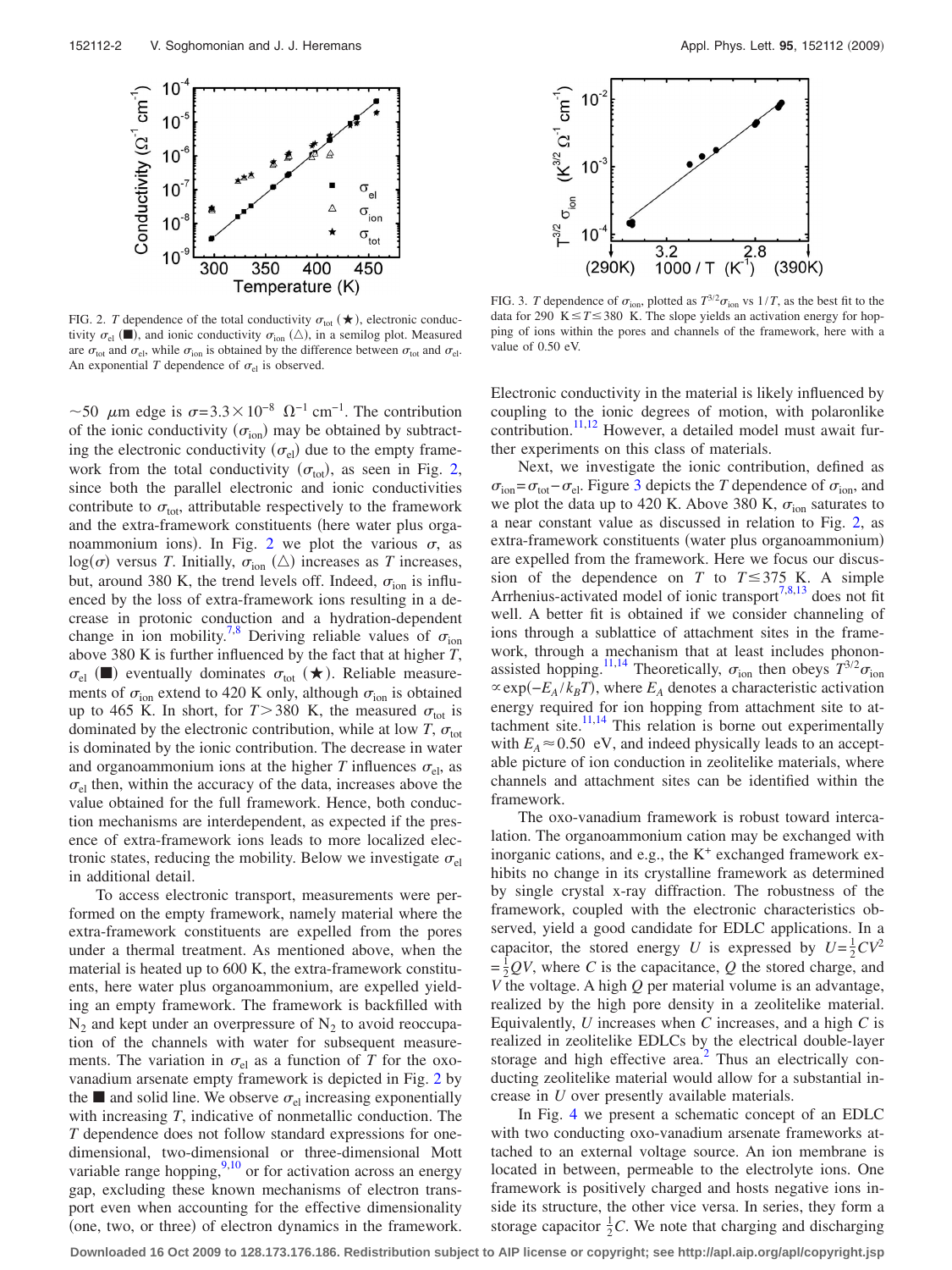FIG. 2. $T$ dependence of the total conductivity $\sigma_{tot}$ (★), electronic conductivity $\sigma_{el}$ (■), and ionic conductivity $\sigma_{ion}$ (△), in a semilog plot. Measured are $\sigma_{tot}$ and $\sigma_{el}$, while $\sigma_{ion}$ is obtained by the difference between $\sigma_{tot}$ and $\sigma_{el}$. An exponential $T$ dependence of $\sigma_{el}$ is observed.

FIG. 3. $T$ dependence of $\sigma_{ion}$, plotted as $T^{3/2}\sigma_{ion}$ vs $1/T$, as the best fit to the data for 290 K$\leq T \leq$380 K. The slope yields an activation energy for hopping of ions within the pores and channels of the framework, here with a value of 0.50 eV.

~50 $\mu$m edge is $\sigma = 3.3 \times 10^{-8}\ \Omega^{-1}\ \text{cm}^{-1}$. The contribution of the ionic conductivity ($\sigma_{ion}$) may be obtained by subtracting the electronic conductivity ($\sigma_{el}$) due to the empty framework from the total conductivity ($\sigma_{tot}$), as seen in Fig. 2, since both the parallel electronic and ionic conductivities contribute to $\sigma_{tot}$, attributable respectively to the framework and the extra-framework constituents (here water plus organoammonium ions). In Fig. 2 we plot the various $\sigma$, as $\log(\sigma)$ versus $T$. Initially, $\sigma_{ion}$ (△) increases as $T$ increases, but, around 380 K, the trend levels off. Indeed, $\sigma_{ion}$ is influenced by the loss of extra-framework ions resulting in a decrease in protonic conduction and a hydration-dependent change in ion mobility.[7,8] Deriving reliable values of $\sigma_{ion}$ above 380 K is further influenced by the fact that at higher $T$, $\sigma_{el}$ (■) eventually dominates $\sigma_{tot}$ (★). Reliable measurements of $\sigma_{ion}$ extend to 420 K only, although $\sigma_{ion}$ is obtained up to 465 K. In short, for $T > 380$ K, the measured $\sigma_{tot}$ is dominated by the electronic contribution, while at low $T$, $\sigma_{tot}$ is dominated by the ionic contribution. The decrease in water and organoammonium ions at the higher $T$ influences $\sigma_{el}$, as $\sigma_{el}$ then, within the accuracy of the data, increases above the value obtained for the full framework. Hence, both conduction mechanisms are interdependent, as expected if the presence of extra-framework ions leads to more localized electronic states, reducing the mobility. Below we investigate $\sigma_{el}$ in additional detail.

To access electronic transport, measurements were performed on the empty framework, namely material where the extra-framework constituents are expelled from the pores under a thermal treatment. As mentioned above, when the material is heated up to 600 K, the extra-framework constituents, here water plus organoammonium, are expelled yielding an empty framework. The framework is backfilled with $N_2$ and kept under an overpressure of $N_2$ to avoid reoccupation of the channels with water for subsequent measurements. The variation in $\sigma_{el}$ as a function of $T$ for the oxo-vanadium arsenate empty framework is depicted in Fig. 2 by the ■ and solid line. We observe $\sigma_{el}$ increasing exponentially with increasing $T$, indicative of nonmetallic conduction. The $T$ dependence does not follow standard expressions for one-dimensional, two-dimensional or three-dimensional Mott variable range hopping,[9,10] or for activation across an energy gap, excluding these known mechanisms of electron transport even when accounting for the effective dimensionality (one, two, or three) of electron dynamics in the framework. Electronic conductivity in the material is likely influenced by coupling to the ionic degrees of motion, with polaronlike contribution.[11,12] However, a detailed model must await further experiments on this class of materials.

Next, we investigate the ionic contribution, defined as $\sigma_{ion} = \sigma_{tot} - \sigma_{el}$. Figure 3 depicts the $T$ dependence of $\sigma_{ion}$, and we plot the data up to 420 K. Above 380 K, $\sigma_{ion}$ saturates to a near constant value as discussed in relation to Fig. 2, as extra-framework constituents (water plus organoammonium) are expelled from the framework. Here we focus our discussion of the dependence on $T$ to $T \leq 375$ K. A simple Arrhenius-activated model of ionic transport[7,8,13] does not fit well. A better fit is obtained if we consider channeling of ions through a sublattice of attachment sites in the framework, through a mechanism that at least includes phonon-assisted hopping.[11,14] Theoretically, $\sigma_{ion}$ then obeys $T^{3/2}\sigma_{ion} \propto \exp(-E_A/k_BT)$, where $E_A$ denotes a characteristic activation energy required for ion hopping from attachment site to attachment site.[11,14] This relation is borne out experimentally with $E_A \approx 0.50$ eV, and indeed physically leads to an acceptable picture of ion conduction in zeolitelike materials, where channels and attachment sites can be identified within the framework.

The oxo-vanadium framework is robust toward intercalation. The organoammonium cation may be exchanged with inorganic cations, and e.g., the $K^+$ exchanged framework exhibits no change in its crystalline framework as determined by single crystal x-ray diffraction. The robustness of the framework, coupled with the electronic characteristics observed, yield a good candidate for EDLC applications. In a capacitor, the stored energy $U$ is expressed by $U = \frac{1}{2}CV^2 = \frac{1}{2}QV$, where $C$ is the capacitance, $Q$ the stored charge, and $V$ the voltage. A high $Q$ per material volume is an advantage, realized by the high pore density in a zeolitelike material. Equivalently, $U$ increases when $C$ increases, and a high $C$ is realized in zeolitelike EDLCs by the electrical double-layer storage and high effective area.[2] Thus an electrically conducting zeolitelike material would allow for a substantial increase in $U$ over presently available materials.

In Fig. 4 we present a schematic concept of an EDLC with two conducting oxo-vanadium arsenate frameworks attached to an external voltage source. An ion membrane is located in between, permeable to the electrolyte ions. One framework is positively charged and hosts negative ions inside its structure, the other vice versa. In series, they form a storage capacitor $\frac{1}{2}C$. We note that charging and discharging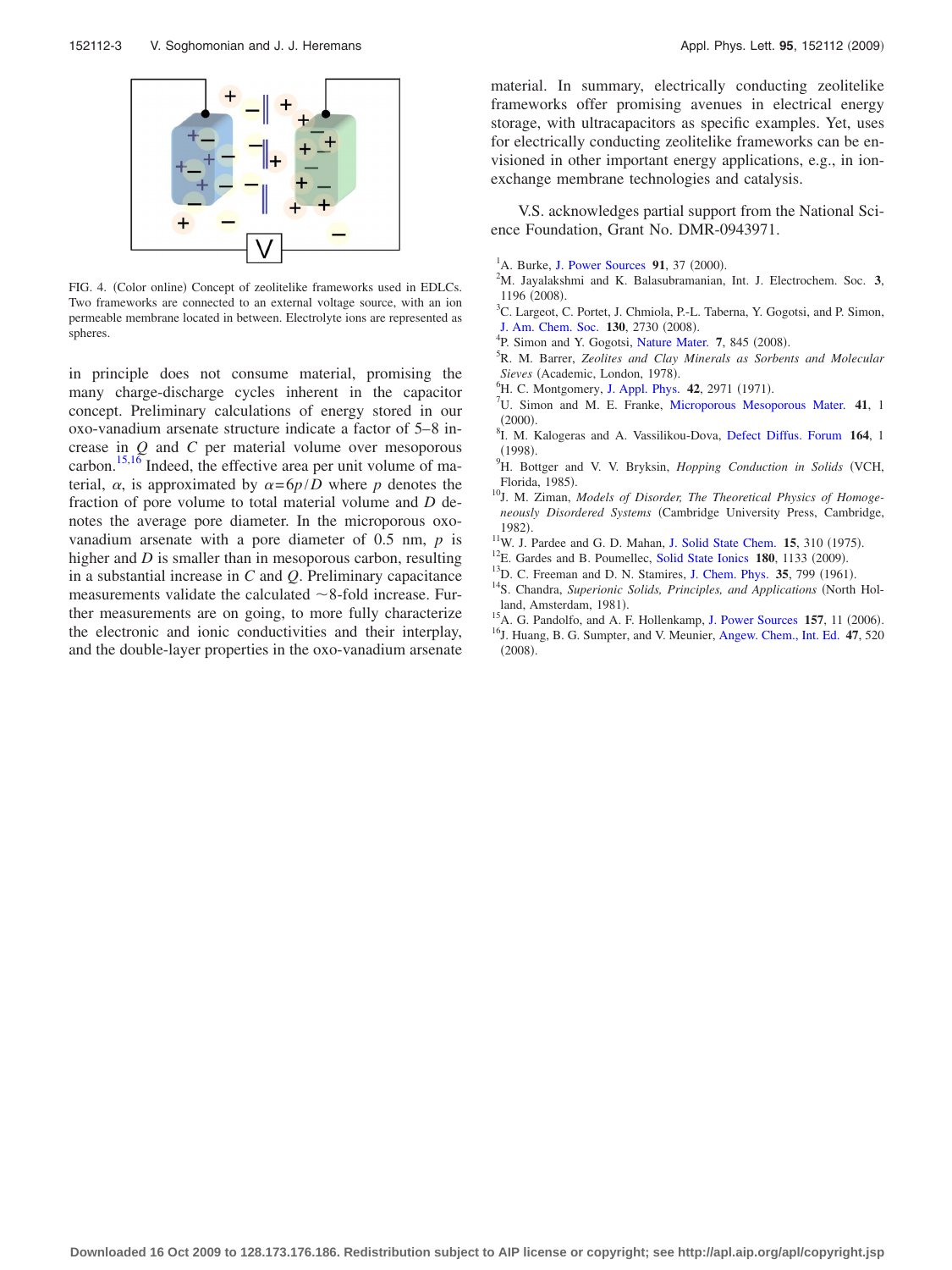V

FIG. 4. (Color online) Concept of zeolitelike frameworks used in EDLCs. Two frameworks are connected to an external voltage source, with an ion permeable membrane located in between. Electrolyte ions are represented as spheres.

in principle does not consume material, promising the many charge-discharge cycles inherent in the capacitor concept. Preliminary calculations of energy stored in our oxo-vanadium arsenate structure indicate a factor of 5–8 increase in $Q$ and $C$ per material volume over mesoporous carbon.[15,16] Indeed, the effective area per unit volume of material, $\alpha$, is approximated by $\alpha = 6p/D$ where $p$ denotes the fraction of pore volume to total material volume and $D$ denotes the average pore diameter. In the microporous oxo-vanadium arsenate with a pore diameter of 0.5 nm, $p$ is higher and $D$ is smaller than in mesoporous carbon, resulting in a substantial increase in $C$ and $Q$. Preliminary capacitance measurements validate the calculated ~8-fold increase. Further measurements are on going, to more fully characterize the electronic and ionic conductivities and their interplay, and the double-layer properties in the oxo-vanadium arsenate material. In summary, electrically conducting zeolitelike frameworks offer promising avenues in electrical energy storage, with ultracapacitors as specific examples. Yet, uses for electrically conducting zeolitelike frameworks can be envisioned in other important energy applications, e.g., in ion-exchange membrane technologies and catalysis.

V.S. acknowledges partial support from the National Science Foundation, Grant No. DMR-0943971.

[1] A. Burke, J. Power Sources **91**, 37 (2000).
[2] M. Jayalakshmi and K. Balasubramanian, Int. J. Electrochem. Soc. **3**, 1196 (2008).
[3] C. Largeot, C. Portet, J. Chmiola, P.-L. Taberna, Y. Gogotsi, and P. Simon, J. Am. Chem. Soc. **130**, 2730 (2008).
[4] P. Simon and Y. Gogotsi, Nature Mater. **7**, 845 (2008).
[5] R. M. Barrer, *Zeolites and Clay Minerals as Sorbents and Molecular Sieves* (Academic, London, 1978).
[6] H. C. Montgomery, J. Appl. Phys. **42**, 2971 (1971).
[7] U. Simon and M. E. Franke, Microporous Mesoporous Mater. **41**, 1 (2000).
[8] I. M. Kalogeras and A. Vassilikou-Dova, Defect Diffus. Forum **164**, 1 (1998).
[9] H. Bottger and V. V. Bryksin, *Hopping Conduction in Solids* (VCH, Florida, 1985).
[10] J. M. Ziman, *Models of Disorder, The Theoretical Physics of Homogeneously Disordered Systems* (Cambridge University Press, Cambridge, 1982).
[11] W. J. Pardee and G. D. Mahan, J. Solid State Chem. **15**, 310 (1975).
[12] E. Gardes and B. Poumellec, Solid State Ionics **180**, 1133 (2009).
[13] D. C. Freeman and D. N. Stamires, J. Chem. Phys. **35**, 799 (1961).
[14] S. Chandra, *Superionic Solids, Principles, and Applications* (North Holland, Amsterdam, 1981).
[15] A. G. Pandolfo, and A. F. Hollenkamp, J. Power Sources **157**, 11 (2006).
[16] J. Huang, B. G. Sumpter, and V. Meunier, Angew. Chem., Int. Ed. **47**, 520 (2008).